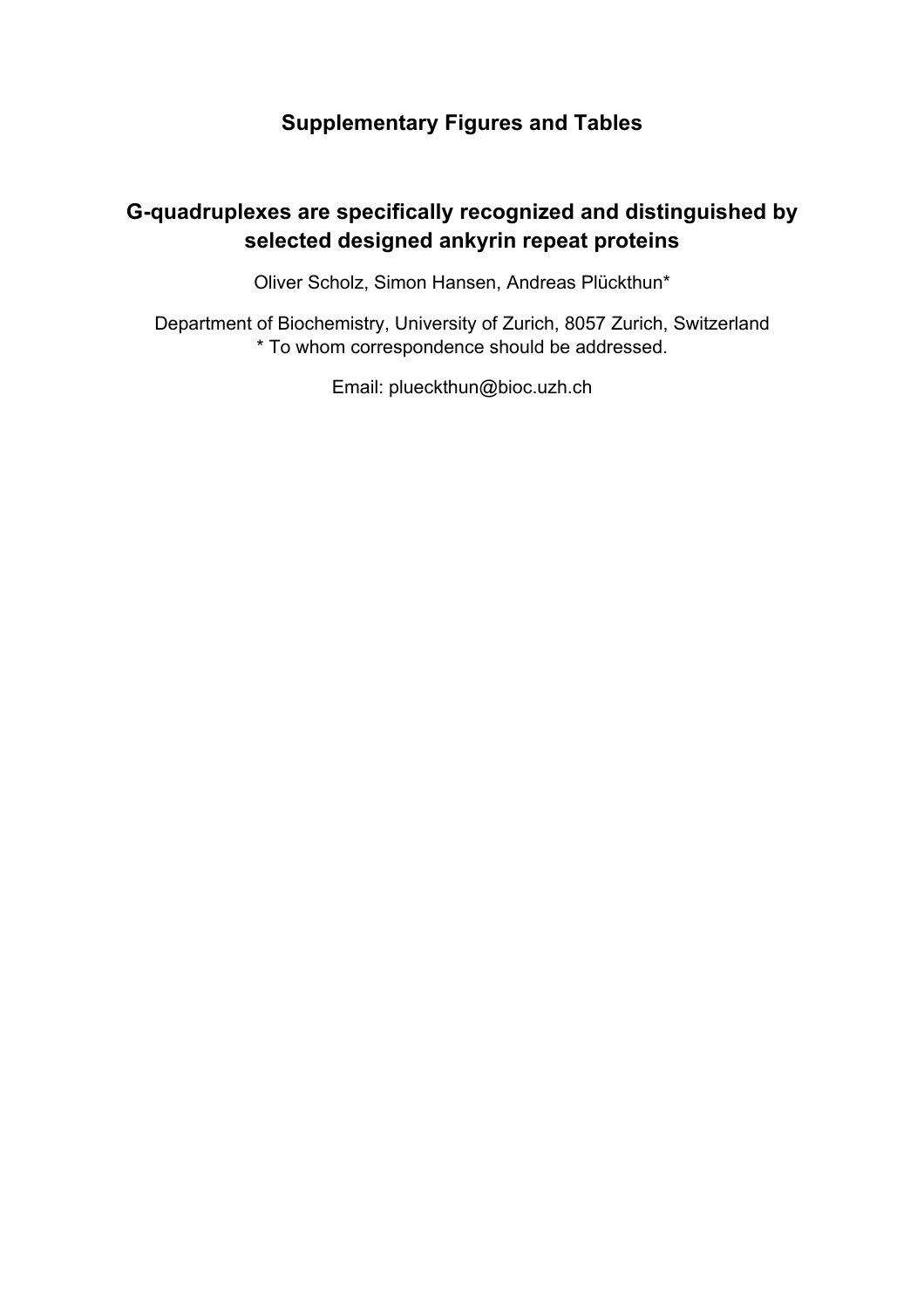## Supplementary Figures and Tables

# G-quadruplexes are specifically recognized and distinguished by selected designed ankyrin repeat proteins

Oliver Scholz, Simon Hansen, Andreas Plückthun*

Department of Biochemistry, University of Zurich, 8057 Zurich, Switzerland
* To whom correspondence should be addressed.

Email: plueckthun@bioc.uzh.ch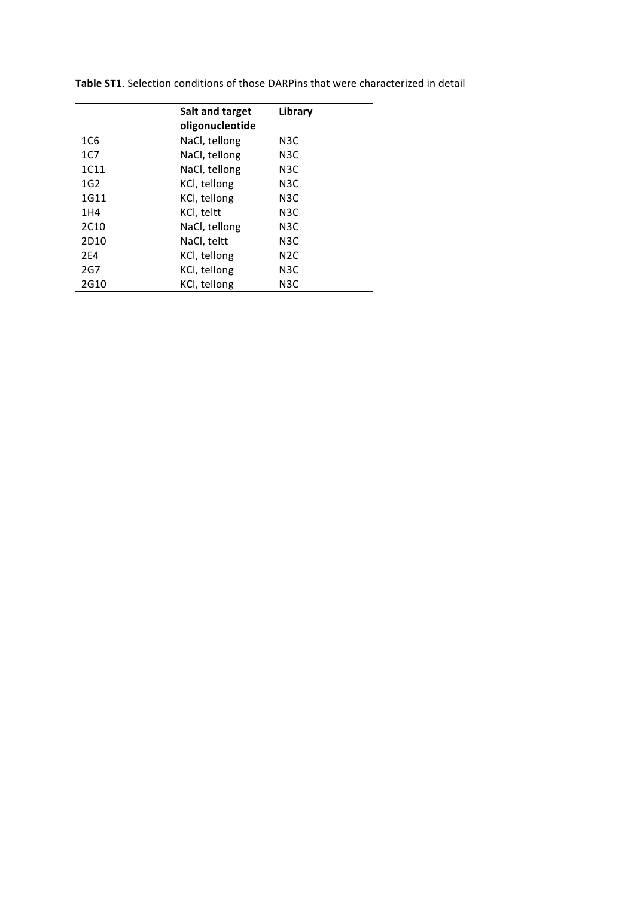**Table ST1**. Selection conditions of those DARPins that were characterized in detail

| | **Salt and target oligonucleotide** | **Library** |
|---|---|---|
| 1C6 | NaCl, tellong | N3C |
| 1C7 | NaCl, tellong | N3C |
| 1C11 | NaCl, tellong | N3C |
| 1G2 | KCl, tellong | N3C |
| 1G11 | KCl, tellong | N3C |
| 1H4 | KCl, teltt | N3C |
| 2C10 | NaCl, tellong | N3C |
| 2D10 | NaCl, teltt | N3C |
| 2E4 | KCl, tellong | N2C |
| 2G7 | KCl, tellong | N3C |
| 2G10 | KCl, tellong | N3C |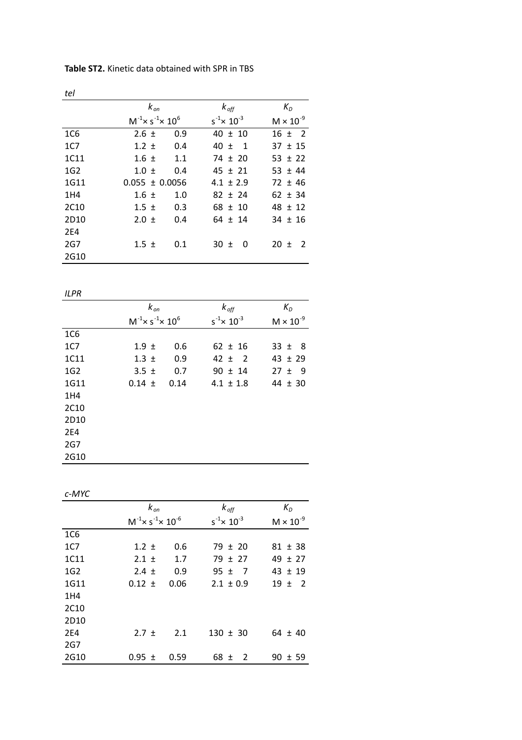**Table ST2.** Kinetic data obtained with SPR in TBS

*tel*

| | $k_{on}$ | $k_{off}$ | $K_D$ |
|---|---|---|---|
| | $M^{-1}\times s^{-1}\times 10^{6}$ | $s^{-1}\times 10^{-3}$ | $M \times 10^{-9}$ |
| 1C6 | 2.6 ± 0.9 | 40 ± 10 | 16 ± 2 |
| 1C7 | 1.2 ± 0.4 | 40 ± 1 | 37 ± 15 |
| 1C11 | 1.6 ± 1.1 | 74 ± 20 | 53 ± 22 |
| 1G2 | 1.0 ± 0.4 | 45 ± 21 | 53 ± 44 |
| 1G11 | 0.055 ± 0.0056 | 4.1 ± 2.9 | 72 ± 46 |
| 1H4 | 1.6 ± 1.0 | 82 ± 24 | 62 ± 34 |
| 2C10 | 1.5 ± 0.3 | 68 ± 10 | 48 ± 12 |
| 2D10 | 2.0 ± 0.4 | 64 ± 14 | 34 ± 16 |
| 2E4 | | | |
| 2G7 | 1.5 ± 0.1 | 30 ± 0 | 20 ± 2 |
| 2G10 | | | |

*ILPR*

| | $k_{on}$ | $k_{off}$ | $K_D$ |
|---|---|---|---|
| | $M^{-1}\times s^{-1}\times 10^{6}$ | $s^{-1}\times 10^{-3}$ | $M \times 10^{-9}$ |
| 1C6 | | | |
| 1C7 | 1.9 ± 0.6 | 62 ± 16 | 33 ± 8 |
| 1C11 | 1.3 ± 0.9 | 42 ± 2 | 43 ± 29 |
| 1G2 | 3.5 ± 0.7 | 90 ± 14 | 27 ± 9 |
| 1G11 | 0.14 ± 0.14 | 4.1 ± 1.8 | 44 ± 30 |
| 1H4 | | | |
| 2C10 | | | |
| 2D10 | | | |
| 2E4 | | | |
| 2G7 | | | |
| 2G10 | | | |

*c-MYC*

| | $k_{on}$ | $k_{off}$ | $K_D$ |
|---|---|---|---|
| | $M^{-1}\times s^{-1}\times 10^{-6}$ | $s^{-1}\times 10^{-3}$ | $M \times 10^{-9}$ |
| 1C6 | | | |
| 1C7 | 1.2 ± 0.6 | 79 ± 20 | 81 ± 38 |
| 1C11 | 2.1 ± 1.7 | 79 ± 27 | 49 ± 27 |
| 1G2 | 2.4 ± 0.9 | 95 ± 7 | 43 ± 19 |
| 1G11 | 0.12 ± 0.06 | 2.1 ± 0.9 | 19 ± 2 |
| 1H4 | | | |
| 2C10 | | | |
| 2D10 | | | |
| 2E4 | 2.7 ± 2.1 | 130 ± 30 | 64 ± 40 |
| 2G7 | | | |
| 2G10 | 0.95 ± 0.59 | 68 ± 2 | 90 ± 59 |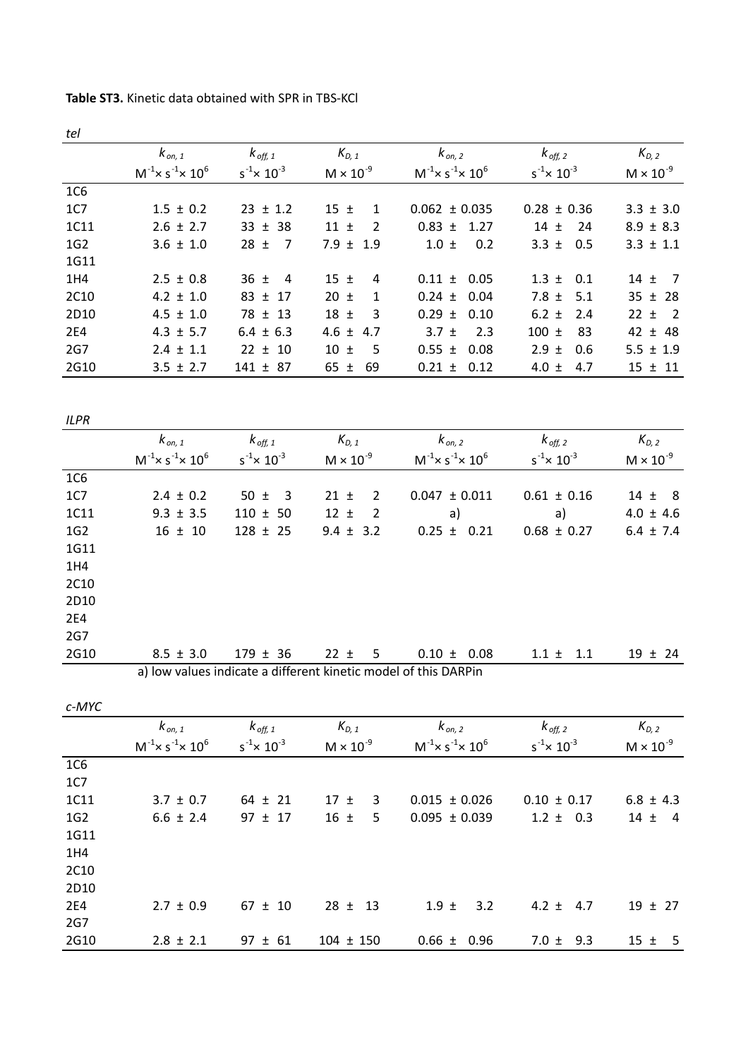**Table ST3.** Kinetic data obtained with SPR in TBS-KCl

*tel*

| | $k_{on,1}$ | $k_{off,1}$ | $K_{D,1}$ | $k_{on,2}$ | $k_{off,2}$ | $K_{D,2}$ |
|---|---|---|---|---|---|---|
| | $M^{-1}\times s^{-1}\times 10^{6}$ | $s^{-1}\times 10^{-3}$ | $M\times 10^{-9}$ | $M^{-1}\times s^{-1}\times 10^{6}$ | $s^{-1}\times 10^{-3}$ | $M\times 10^{-9}$ |
| 1C6 | | | | | | |
| 1C7 | 1.5 ± 0.2 | 23 ± 1.2 | 15 ± 1 | 0.062 ± 0.035 | 0.28 ± 0.36 | 3.3 ± 3.0 |
| 1C11 | 2.6 ± 2.7 | 33 ± 38 | 11 ± 2 | 0.83 ± 1.27 | 14 ± 24 | 8.9 ± 8.3 |
| 1G2 | 3.6 ± 1.0 | 28 ± 7 | 7.9 ± 1.9 | 1.0 ± 0.2 | 3.3 ± 0.5 | 3.3 ± 1.1 |
| 1G11 | | | | | | |
| 1H4 | 2.5 ± 0.8 | 36 ± 4 | 15 ± 4 | 0.11 ± 0.05 | 1.3 ± 0.1 | 14 ± 7 |
| 2C10 | 4.2 ± 1.0 | 83 ± 17 | 20 ± 1 | 0.24 ± 0.04 | 7.8 ± 5.1 | 35 ± 28 |
| 2D10 | 4.5 ± 1.0 | 78 ± 13 | 18 ± 3 | 0.29 ± 0.10 | 6.2 ± 2.4 | 22 ± 2 |
| 2E4 | 4.3 ± 5.7 | 6.4 ± 6.3 | 4.6 ± 4.7 | 3.7 ± 2.3 | 100 ± 83 | 42 ± 48 |
| 2G7 | 2.4 ± 1.1 | 22 ± 10 | 10 ± 5 | 0.55 ± 0.08 | 2.9 ± 0.6 | 5.5 ± 1.9 |
| 2G10 | 3.5 ± 2.7 | 141 ± 87 | 65 ± 69 | 0.21 ± 0.12 | 4.0 ± 4.7 | 15 ± 11 |

*ILPR*

| | $k_{on,1}$ | $k_{off,1}$ | $K_{D,1}$ | $k_{on,2}$ | $k_{off,2}$ | $K_{D,2}$ |
|---|---|---|---|---|---|---|
| | $M^{-1}\times s^{-1}\times 10^{6}$ | $s^{-1}\times 10^{-3}$ | $M\times 10^{-9}$ | $M^{-1}\times s^{-1}\times 10^{6}$ | $s^{-1}\times 10^{-3}$ | $M\times 10^{-9}$ |
| 1C6 | | | | | | |
| 1C7 | 2.4 ± 0.2 | 50 ± 3 | 21 ± 2 | 0.047 ± 0.011 | 0.61 ± 0.16 | 14 ± 8 |
| 1C11 | 9.3 ± 3.5 | 110 ± 50 | 12 ± 2 | a) | a) | 4.0 ± 4.6 |
| 1G2 | 16 ± 10 | 128 ± 25 | 9.4 ± 3.2 | 0.25 ± 0.21 | 0.68 ± 0.27 | 6.4 ± 7.4 |
| 1G11 | | | | | | |
| 1H4 | | | | | | |
| 2C10 | | | | | | |
| 2D10 | | | | | | |
| 2E4 | | | | | | |
| 2G7 | | | | | | |
| 2G10 | 8.5 ± 3.0 | 179 ± 36 | 22 ± 5 | 0.10 ± 0.08 | 1.1 ± 1.1 | 19 ± 24 |

a) low values indicate a different kinetic model of this DARPin

*c-MYC*

| | $k_{on,1}$ | $k_{off,1}$ | $K_{D,1}$ | $k_{on,2}$ | $k_{off,2}$ | $K_{D,2}$ |
|---|---|---|---|---|---|---|
| | $M^{-1}\times s^{-1}\times 10^{6}$ | $s^{-1}\times 10^{-3}$ | $M\times 10^{-9}$ | $M^{-1}\times s^{-1}\times 10^{6}$ | $s^{-1}\times 10^{-3}$ | $M\times 10^{-9}$ |
| 1C6 | | | | | | |
| 1C7 | | | | | | |
| 1C11 | 3.7 ± 0.7 | 64 ± 21 | 17 ± 3 | 0.015 ± 0.026 | 0.10 ± 0.17 | 6.8 ± 4.3 |
| 1G2 | 6.6 ± 2.4 | 97 ± 17 | 16 ± 5 | 0.095 ± 0.039 | 1.2 ± 0.3 | 14 ± 4 |
| 1G11 | | | | | | |
| 1H4 | | | | | | |
| 2C10 | | | | | | |
| 2D10 | | | | | | |
| 2E4 | 2.7 ± 0.9 | 67 ± 10 | 28 ± 13 | 1.9 ± 3.2 | 4.2 ± 4.7 | 19 ± 27 |
| 2G7 | | | | | | |
| 2G10 | 2.8 ± 2.1 | 97 ± 61 | 104 ± 150 | 0.66 ± 0.96 | 7.0 ± 9.3 | 15 ± 5 |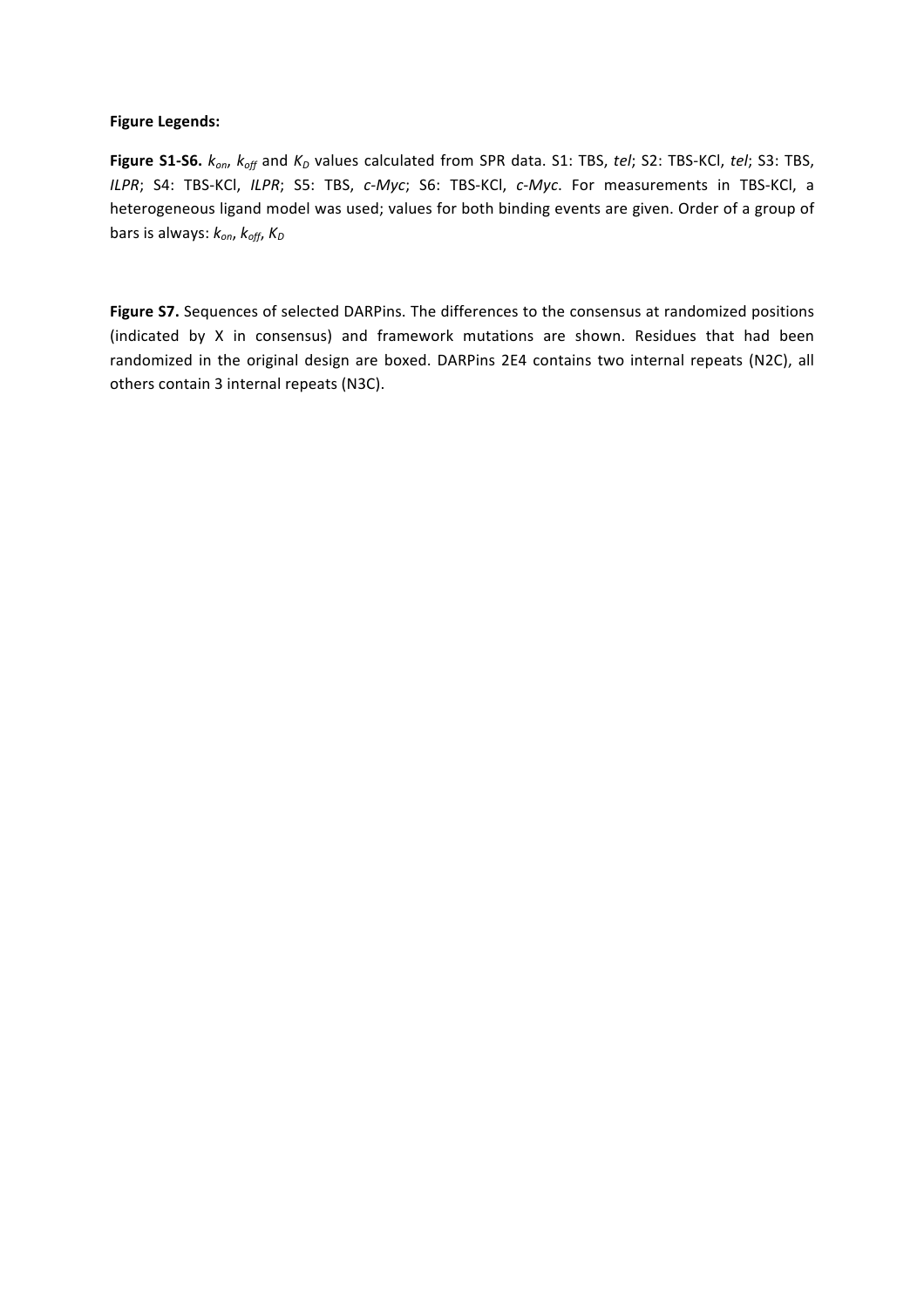**Figure Legends:**

**Figure S1-S6.** $k_{on}$, $k_{off}$ and $K_D$ values calculated from SPR data. S1: TBS, *tel*; S2: TBS-KCl, *tel*; S3: TBS, *ILPR*; S4: TBS-KCl, *ILPR*; S5: TBS, *c-Myc*; S6: TBS-KCl, *c-Myc*. For measurements in TBS-KCl, a heterogeneous ligand model was used; values for both binding events are given. Order of a group of bars is always: $k_{on}$, $k_{off}$, $K_D$

**Figure S7.** Sequences of selected DARPins. The differences to the consensus at randomized positions (indicated by X in consensus) and framework mutations are shown. Residues that had been randomized in the original design are boxed. DARPins 2E4 contains two internal repeats (N2C), all others contain 3 internal repeats (N3C).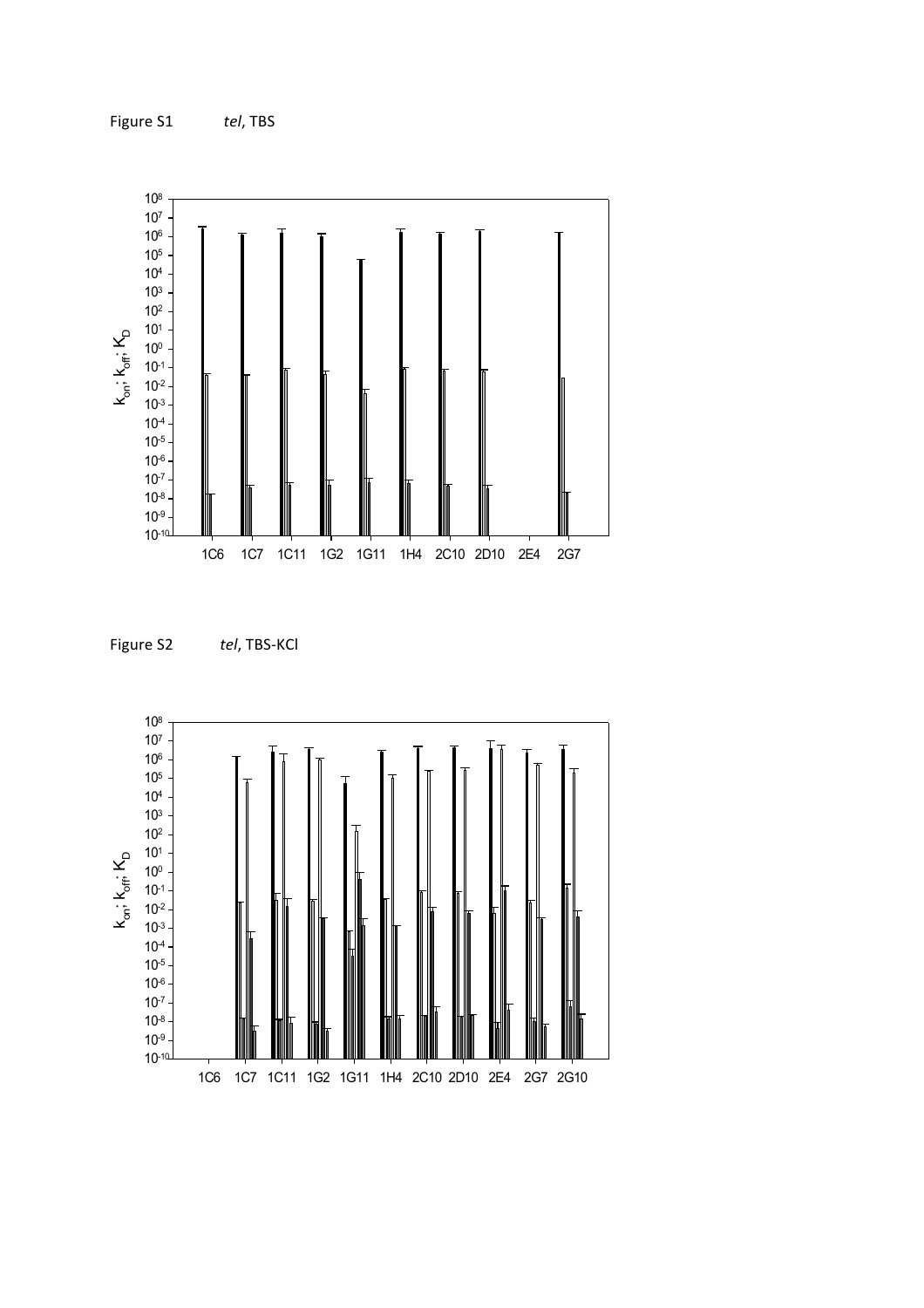Figure S1 *tel*, TBS

Figure S2 *tel*, TBS-KCl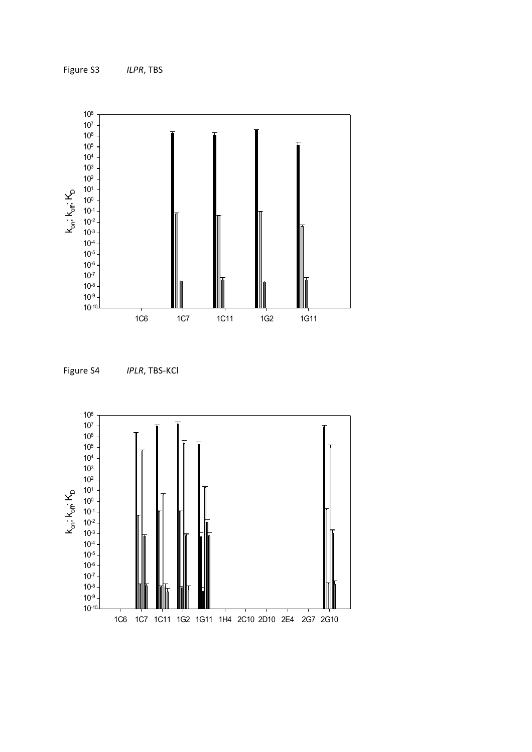Figure S3 *ILPR*, TBS

Figure S4 *IPLR*, TBS-KCl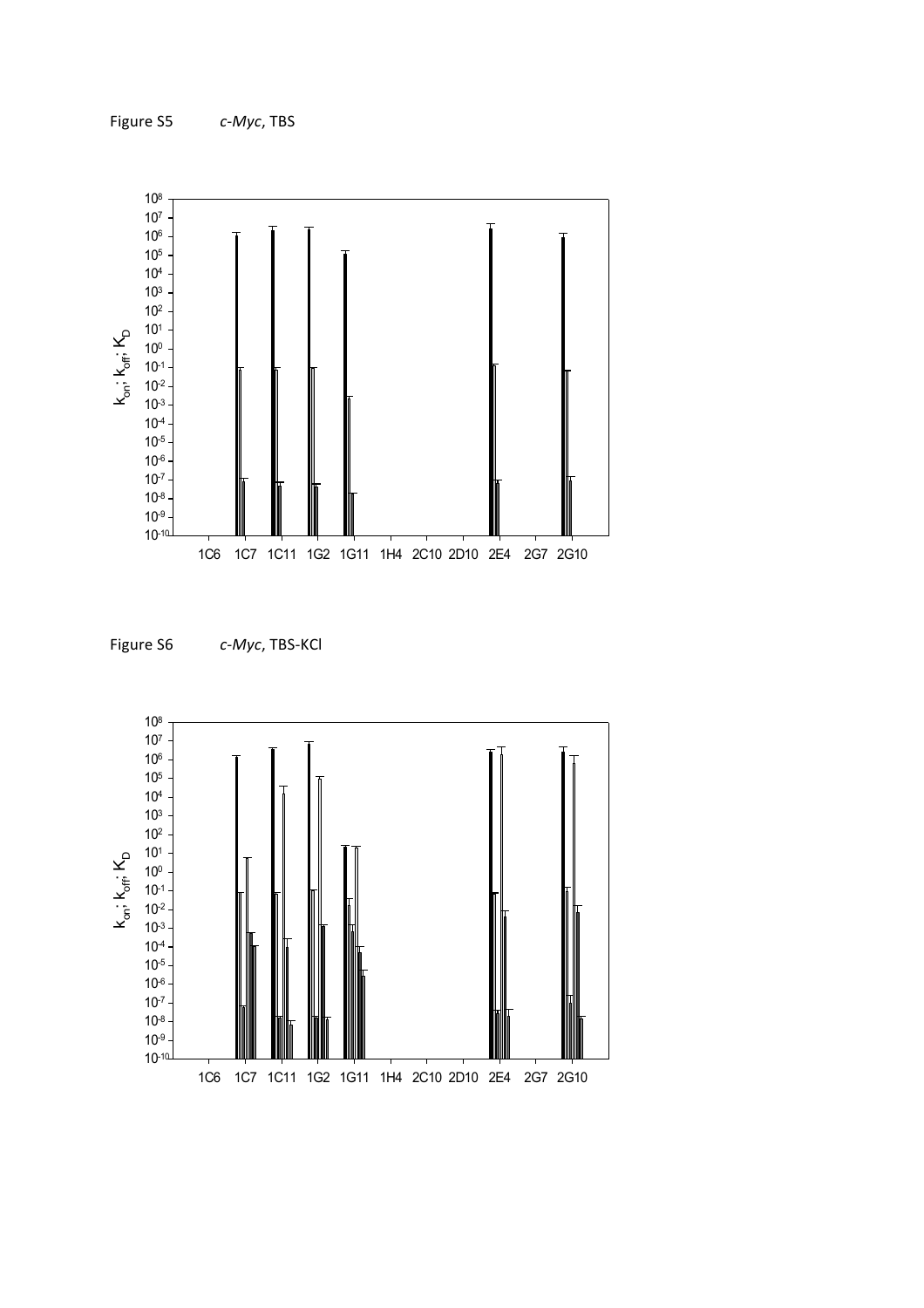Figure S5 *c-Myc*, TBS

Figure S6 *c-Myc*, TBS-KCl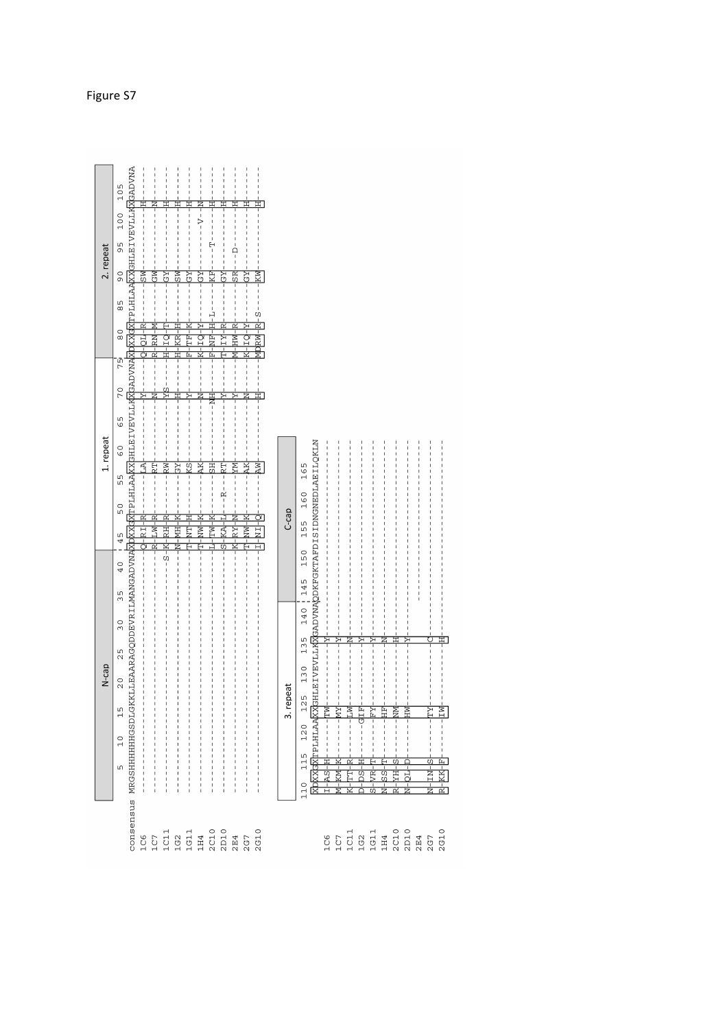Figure S7

N-cap

1. repeat

2. repeat

3. repeat

C-cap

consensus MRGSHHHHHHGSDLGKKLLEAARAGQDDEVRILMANGADVNAXDXXGXTPLHLAAXXGHLEIVEVLLKXGADVNAXDXXGXTPLHLAAXXGHLEIVEVLLKXGADVNA

XDXXGXTPLHLAAXXGHLEIVEVLLKXGADVNAQDKFGKTAFDISIDNGNEDLAEILQKLN

1C6

1C7

1C11

1G2

1G11

1H4

2C10

2D10

2E4

2G7

2G10